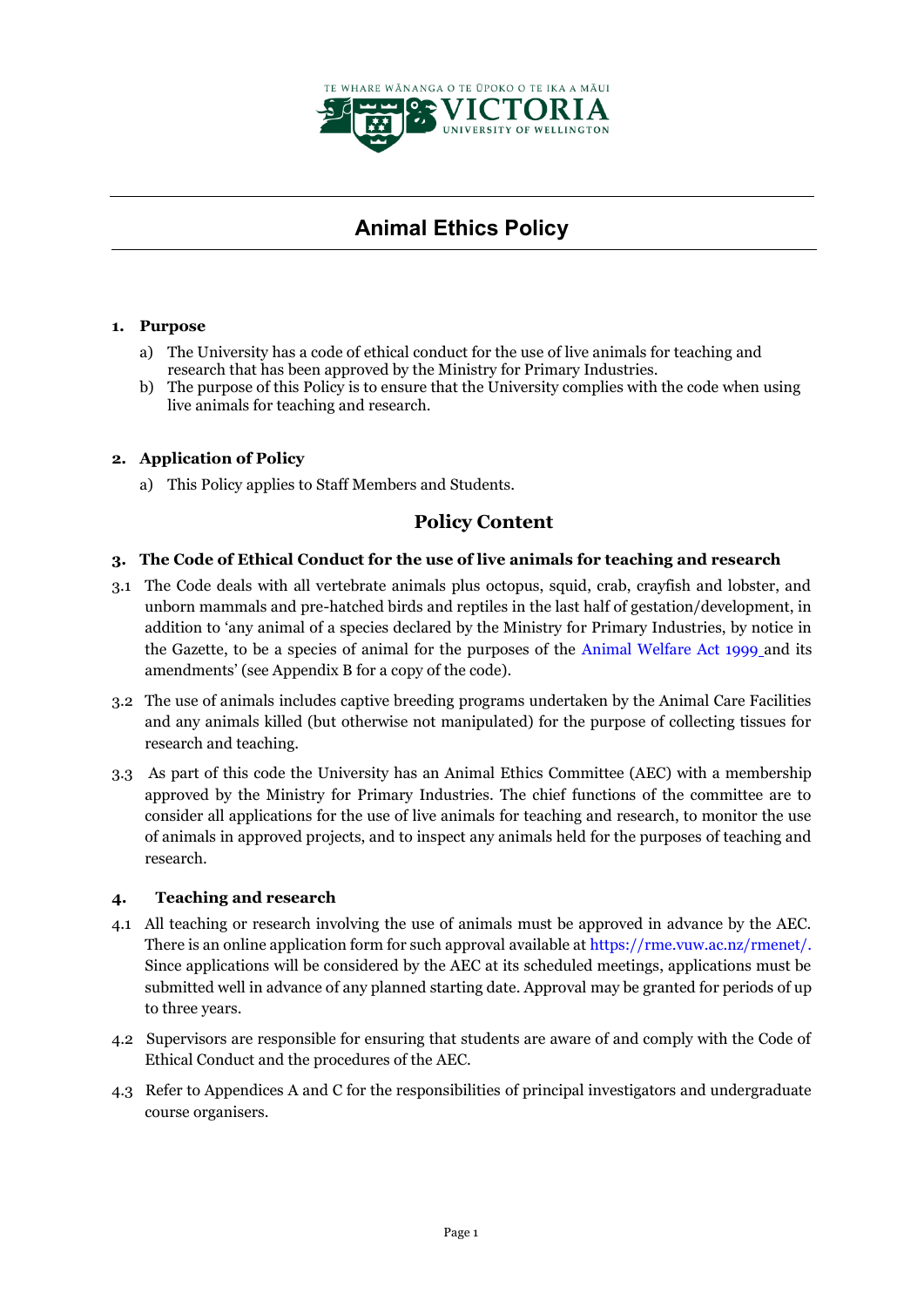TE WHARE WĀNANGA O TE ŪPOKO O TE IKA A MĀUI
VICTORIA UNIVERSITY OF WELLINGTON

# Animal Ethics Policy

## 1. Purpose

a) The University has a code of ethical conduct for the use of live animals for teaching and research that has been approved by the Ministry for Primary Industries.

b) The purpose of this Policy is to ensure that the University complies with the code when using live animals for teaching and research.

## 2. Application of Policy

a) This Policy applies to Staff Members and Students.

## Policy Content

### 3. The Code of Ethical Conduct for the use of live animals for teaching and research

3.1 The Code deals with all vertebrate animals plus octopus, squid, crab, crayfish and lobster, and unborn mammals and pre-hatched birds and reptiles in the last half of gestation/development, in addition to 'any animal of a species declared by the Ministry for Primary Industries, by notice in the Gazette, to be a species of animal for the purposes of the Animal Welfare Act 1999 and its amendments' (see Appendix B for a copy of the code).

3.2 The use of animals includes captive breeding programs undertaken by the Animal Care Facilities and any animals killed (but otherwise not manipulated) for the purpose of collecting tissues for research and teaching.

3.3 As part of this code the University has an Animal Ethics Committee (AEC) with a membership approved by the Ministry for Primary Industries. The chief functions of the committee are to consider all applications for the use of live animals for teaching and research, to monitor the use of animals in approved projects, and to inspect any animals held for the purposes of teaching and research.

### 4. Teaching and research

4.1 All teaching or research involving the use of animals must be approved in advance by the AEC. There is an online application form for such approval available at https://rme.vuw.ac.nz/rmenet/. Since applications will be considered by the AEC at its scheduled meetings, applications must be submitted well in advance of any planned starting date. Approval may be granted for periods of up to three years.

4.2 Supervisors are responsible for ensuring that students are aware of and comply with the Code of Ethical Conduct and the procedures of the AEC.

4.3 Refer to Appendices A and C for the responsibilities of principal investigators and undergraduate course organisers.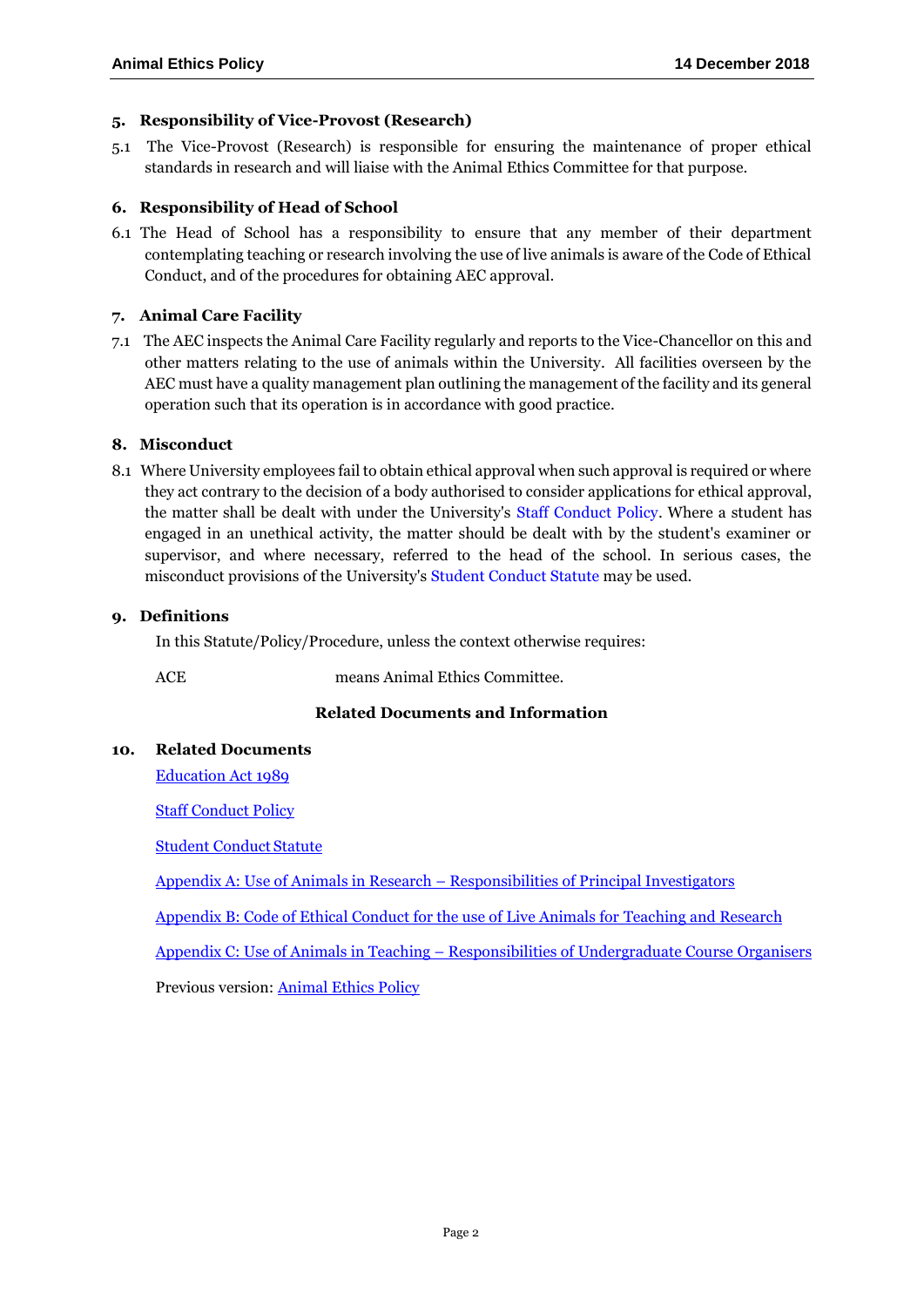## 5. Responsibility of Vice-Provost (Research)

5.1 The Vice-Provost (Research) is responsible for ensuring the maintenance of proper ethical standards in research and will liaise with the Animal Ethics Committee for that purpose.

## 6. Responsibility of Head of School

6.1 The Head of School has a responsibility to ensure that any member of their department contemplating teaching or research involving the use of live animals is aware of the Code of Ethical Conduct, and of the procedures for obtaining AEC approval.

## 7. Animal Care Facility

7.1 The AEC inspects the Animal Care Facility regularly and reports to the Vice-Chancellor on this and other matters relating to the use of animals within the University. All facilities overseen by the AEC must have a quality management plan outlining the management of the facility and its general operation such that its operation is in accordance with good practice.

## 8. Misconduct

8.1 Where University employees fail to obtain ethical approval when such approval is required or where they act contrary to the decision of a body authorised to consider applications for ethical approval, the matter shall be dealt with under the University's Staff Conduct Policy. Where a student has engaged in an unethical activity, the matter should be dealt with by the student's examiner or supervisor, and where necessary, referred to the head of the school. In serious cases, the misconduct provisions of the University's Student Conduct Statute may be used.

## 9. Definitions

In this Statute/Policy/Procedure, unless the context otherwise requires:

ACE means Animal Ethics Committee.

**Related Documents and Information**

## 10. Related Documents

Education Act 1989

Staff Conduct Policy

Student Conduct Statute

Appendix A: Use of Animals in Research – Responsibilities of Principal Investigators

Appendix B: Code of Ethical Conduct for the use of Live Animals for Teaching and Research

Appendix C: Use of Animals in Teaching – Responsibilities of Undergraduate Course Organisers

Previous version: Animal Ethics Policy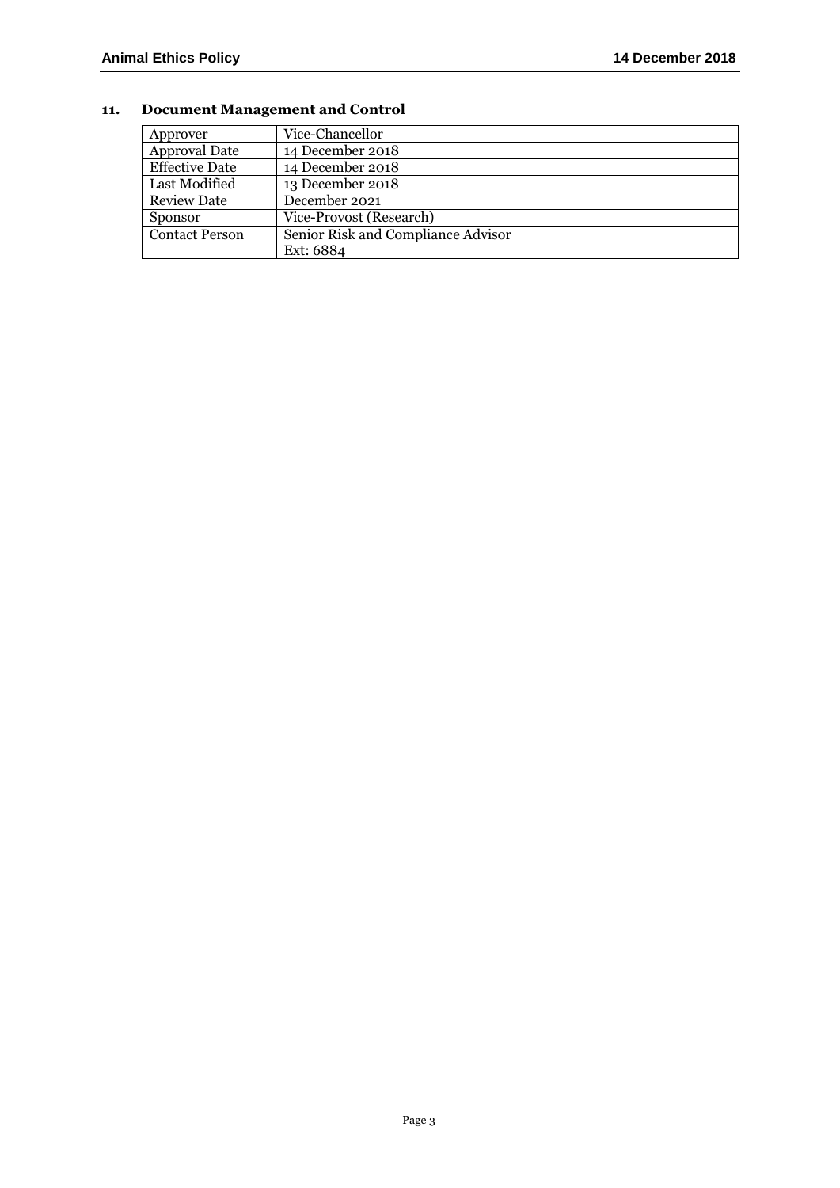## 11. Document Management and Control

| | |
|---|---|
| Approver | Vice-Chancellor |
| Approval Date | 14 December 2018 |
| Effective Date | 14 December 2018 |
| Last Modified | 13 December 2018 |
| Review Date | December 2021 |
| Sponsor | Vice-Provost (Research) |
| Contact Person | Senior Risk and Compliance Advisor<br>Ext: 6884 |